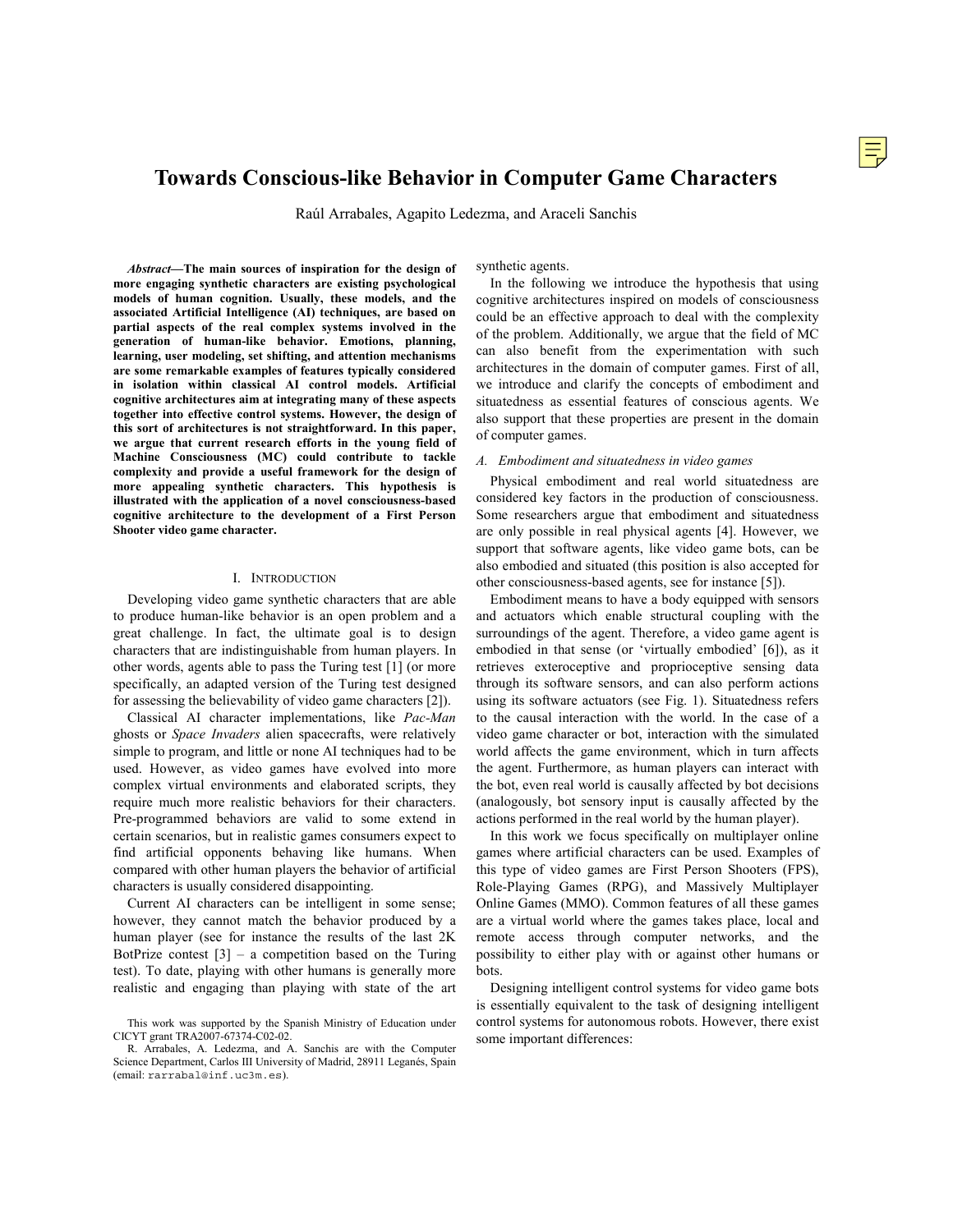# Towards Conscious-like Behavior in Computer Game Characters

Raúl Arrabales, Agapito Ledezma, and Araceli Sanchis

***Abstract*—The main sources of inspiration for the design of more engaging synthetic characters are existing psychological models of human cognition. Usually, these models, and the associated Artificial Intelligence (AI) techniques, are based on partial aspects of the real complex systems involved in the generation of human-like behavior. Emotions, planning, learning, user modeling, set shifting, and attention mechanisms are some remarkable examples of features typically considered in isolation within classical AI control models. Artificial cognitive architectures aim at integrating many of these aspects together into effective control systems. However, the design of this sort of architectures is not straightforward. In this paper, we argue that current research efforts in the young field of Machine Consciousness (MC) could contribute to tackle complexity and provide a useful framework for the design of more appealing synthetic characters. This hypothesis is illustrated with the application of a novel consciousness-based cognitive architecture to the development of a First Person Shooter video game character.**

## I. Introduction

Developing video game synthetic characters that are able to produce human-like behavior is an open problem and a great challenge. In fact, the ultimate goal is to design characters that are indistinguishable from human players. In other words, agents able to pass the Turing test [1] (or more specifically, an adapted version of the Turing test designed for assessing the believability of video game characters [2]).

Classical AI character implementations, like *Pac-Man* ghosts or *Space Invaders* alien spacecrafts, were relatively simple to program, and little or none AI techniques had to be used. However, as video games have evolved into more complex virtual environments and elaborated scripts, they require much more realistic behaviors for their characters. Pre-programmed behaviors are valid to some extend in certain scenarios, but in realistic games consumers expect to find artificial opponents behaving like humans. When compared with other human players the behavior of artificial characters is usually considered disappointing.

Current AI characters can be intelligent in some sense; however, they cannot match the behavior produced by a human player (see for instance the results of the last 2K BotPrize contest [3] – a competition based on the Turing test). To date, playing with other humans is generally more realistic and engaging than playing with state of the art synthetic agents.

In the following we introduce the hypothesis that using cognitive architectures inspired on models of consciousness could be an effective approach to deal with the complexity of the problem. Additionally, we argue that the field of MC can also benefit from the experimentation with such architectures in the domain of computer games. First of all, we introduce and clarify the concepts of embodiment and situatedness as essential features of conscious agents. We also support that these properties are present in the domain of computer games.

### A. Embodiment and situatedness in video games

Physical embodiment and real world situatedness are considered key factors in the production of consciousness. Some researchers argue that embodiment and situatedness are only possible in real physical agents [4]. However, we support that software agents, like video game bots, can be also embodied and situated (this position is also accepted for other consciousness-based agents, see for instance [5]).

Embodiment means to have a body equipped with sensors and actuators which enable structural coupling with the surroundings of the agent. Therefore, a video game agent is embodied in that sense (or 'virtually embodied' [6]), as it retrieves exteroceptive and proprioceptive sensing data through its software sensors, and can also perform actions using its software actuators (see Fig. 1). Situatedness refers to the causal interaction with the world. In the case of a video game character or bot, interaction with the simulated world affects the game environment, which in turn affects the agent. Furthermore, as human players can interact with the bot, even real world is causally affected by bot decisions (analogously, bot sensory input is causally affected by the actions performed in the real world by the human player).

In this work we focus specifically on multiplayer online games where artificial characters can be used. Examples of this type of video games are First Person Shooters (FPS), Role-Playing Games (RPG), and Massively Multiplayer Online Games (MMO). Common features of all these games are a virtual world where the games takes place, local and remote access through computer networks, and the possibility to either play with or against other humans or bots.

Designing intelligent control systems for video game bots is essentially equivalent to the task of designing intelligent control systems for autonomous robots. However, there exist some important differences:

This work was supported by the Spanish Ministry of Education under CICYT grant TRA2007-67374-C02-02.

R. Arrabales, A. Ledezma, and A. Sanchis are with the Computer Science Department, Carlos III University of Madrid, 28911 Leganés, Spain (email: rarrabal@inf.uc3m.es).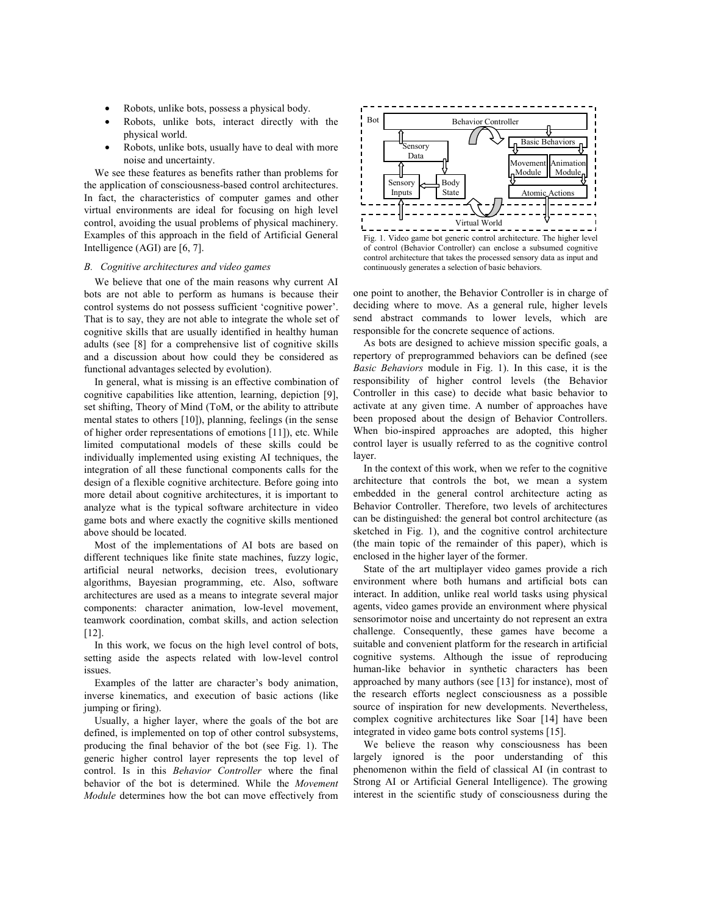- Robots, unlike bots, possess a physical body.
- Robots, unlike bots, interact directly with the physical world.
- Robots, unlike bots, usually have to deal with more noise and uncertainty.

We see these features as benefits rather than problems for the application of consciousness-based control architectures. In fact, the characteristics of computer games and other virtual environments are ideal for focusing on high level control, avoiding the usual problems of physical machinery. Examples of this approach in the field of Artificial General Intelligence (AGI) are [6, 7].

### *B. Cognitive architectures and video games*

We believe that one of the main reasons why current AI bots are not able to perform as humans is because their control systems do not possess sufficient 'cognitive power'. That is to say, they are not able to integrate the whole set of cognitive skills that are usually identified in healthy human adults (see [8] for a comprehensive list of cognitive skills and a discussion about how could they be considered as functional advantages selected by evolution).

In general, what is missing is an effective combination of cognitive capabilities like attention, learning, depiction [9], set shifting, Theory of Mind (ToM, or the ability to attribute mental states to others [10]), planning, feelings (in the sense of higher order representations of emotions [11]), etc. While limited computational models of these skills could be individually implemented using existing AI techniques, the integration of all these functional components calls for the design of a flexible cognitive architecture. Before going into more detail about cognitive architectures, it is important to analyze what is the typical software architecture in video game bots and where exactly the cognitive skills mentioned above should be located.

Most of the implementations of AI bots are based on different techniques like finite state machines, fuzzy logic, artificial neural networks, decision trees, evolutionary algorithms, Bayesian programming, etc. Also, software architectures are used as a means to integrate several major components: character animation, low-level movement, teamwork coordination, combat skills, and action selection [12].

In this work, we focus on the high level control of bots, setting aside the aspects related with low-level control issues.

Examples of the latter are character's body animation, inverse kinematics, and execution of basic actions (like jumping or firing).

Usually, a higher layer, where the goals of the bot are defined, is implemented on top of other control subsystems, producing the final behavior of the bot (see Fig. 1). The generic higher control layer represents the top level of control. Is in this *Behavior Controller* where the final behavior of the bot is determined. While the *Movement Module* determines how the bot can move effectively from one point to another, the Behavior Controller is in charge of deciding where to move. As a general rule, higher levels send abstract commands to lower levels, which are responsible for the concrete sequence of actions.

Bot
Behavior Controller
Sensory Data
Basic Behaviors
Movement Module
Animation Module
Sensory Inputs
Body State
Atomic Actions
Virtual World

Fig. 1. Video game bot generic control architecture. The higher level of control (Behavior Controller) can enclose a subsumed cognitive control architecture that takes the processed sensory data as input and continuously generates a selection of basic behaviors.

As bots are designed to achieve mission specific goals, a repertory of preprogrammed behaviors can be defined (see *Basic Behaviors* module in Fig. 1). In this case, it is the responsibility of higher control levels (the Behavior Controller in this case) to decide what basic behavior to activate at any given time. A number of approaches have been proposed about the design of Behavior Controllers. When bio-inspired approaches are adopted, this higher control layer is usually referred to as the cognitive control layer.

In the context of this work, when we refer to the cognitive architecture that controls the bot, we mean a system embedded in the general control architecture acting as Behavior Controller. Therefore, two levels of architectures can be distinguished: the general bot control architecture (as sketched in Fig. 1), and the cognitive control architecture (the main topic of the remainder of this paper), which is enclosed in the higher layer of the former.

State of the art multiplayer video games provide a rich environment where both humans and artificial bots can interact. In addition, unlike real world tasks using physical agents, video games provide an environment where physical sensorimotor noise and uncertainty do not represent an extra challenge. Consequently, these games have become a suitable and convenient platform for the research in artificial cognitive systems. Although the issue of reproducing human-like behavior in synthetic characters has been approached by many authors (see [13] for instance), most of the research efforts neglect consciousness as a possible source of inspiration for new developments. Nevertheless, complex cognitive architectures like Soar [14] have been integrated in video game bots control systems [15].

We believe the reason why consciousness has been largely ignored is the poor understanding of this phenomenon within the field of classical AI (in contrast to Strong AI or Artificial General Intelligence). The growing interest in the scientific study of consciousness during the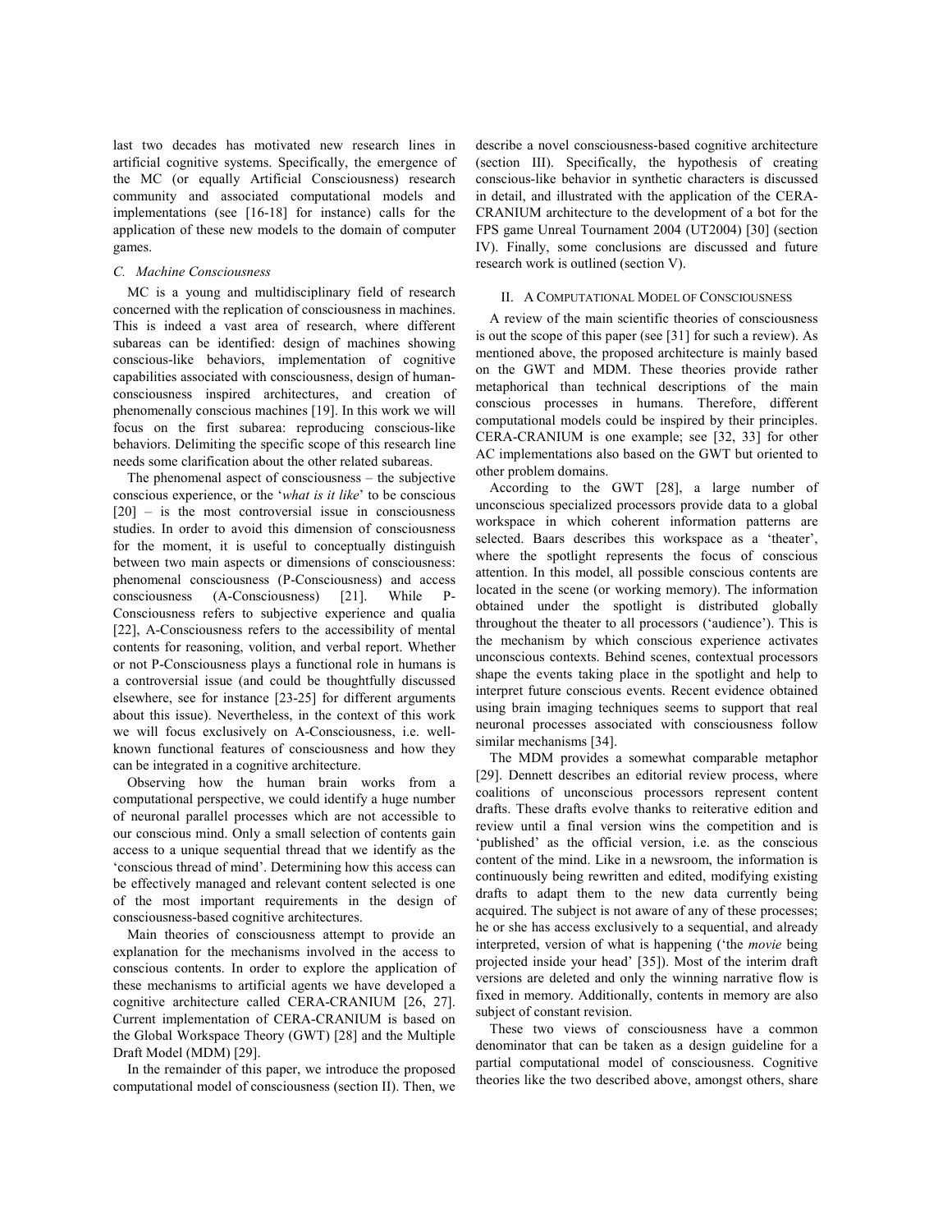last two decades has motivated new research lines in artificial cognitive systems. Specifically, the emergence of the MC (or equally Artificial Consciousness) research community and associated computational models and implementations (see [16-18] for instance) calls for the application of these new models to the domain of computer games.

### C. Machine Consciousness

MC is a young and multidisciplinary field of research concerned with the replication of consciousness in machines. This is indeed a vast area of research, where different subareas can be identified: design of machines showing conscious-like behaviors, implementation of cognitive capabilities associated with consciousness, design of human-consciousness inspired architectures, and creation of phenomenally conscious machines [19]. In this work we will focus on the first subarea: reproducing conscious-like behaviors. Delimiting the specific scope of this research line needs some clarification about the other related subareas.

The phenomenal aspect of consciousness – the subjective conscious experience, or the '*what is it like*' to be conscious [20] – is the most controversial issue in consciousness studies. In order to avoid this dimension of consciousness for the moment, it is useful to conceptually distinguish between two main aspects or dimensions of consciousness: phenomenal consciousness (P-Consciousness) and access consciousness (A-Consciousness) [21]. While P-Consciousness refers to subjective experience and qualia [22], A-Consciousness refers to the accessibility of mental contents for reasoning, volition, and verbal report. Whether or not P-Consciousness plays a functional role in humans is a controversial issue (and could be thoughtfully discussed elsewhere, see for instance [23-25] for different arguments about this issue). Nevertheless, in the context of this work we will focus exclusively on A-Consciousness, i.e. well-known functional features of consciousness and how they can be integrated in a cognitive architecture.

Observing how the human brain works from a computational perspective, we could identify a huge number of neuronal parallel processes which are not accessible to our conscious mind. Only a small selection of contents gain access to a unique sequential thread that we identify as the 'conscious thread of mind'. Determining how this access can be effectively managed and relevant content selected is one of the most important requirements in the design of consciousness-based cognitive architectures.

Main theories of consciousness attempt to provide an explanation for the mechanisms involved in the access to conscious contents. In order to explore the application of these mechanisms to artificial agents we have developed a cognitive architecture called CERA-CRANIUM [26, 27]. Current implementation of CERA-CRANIUM is based on the Global Workspace Theory (GWT) [28] and the Multiple Draft Model (MDM) [29].

In the remainder of this paper, we introduce the proposed computational model of consciousness (section II). Then, we describe a novel consciousness-based cognitive architecture (section III). Specifically, the hypothesis of creating conscious-like behavior in synthetic characters is discussed in detail, and illustrated with the application of the CERA-CRANIUM architecture to the development of a bot for the FPS game Unreal Tournament 2004 (UT2004) [30] (section IV). Finally, some conclusions are discussed and future research work is outlined (section V).

## II. A Computational Model of Consciousness

A review of the main scientific theories of consciousness is out the scope of this paper (see [31] for such a review). As mentioned above, the proposed architecture is mainly based on the GWT and MDM. These theories provide rather metaphorical than technical descriptions of the main conscious processes in humans. Therefore, different computational models could be inspired by their principles. CERA-CRANIUM is one example; see [32, 33] for other AC implementations also based on the GWT but oriented to other problem domains.

According to the GWT [28], a large number of unconscious specialized processors provide data to a global workspace in which coherent information patterns are selected. Baars describes this workspace as a 'theater', where the spotlight represents the focus of conscious attention. In this model, all possible conscious contents are located in the scene (or working memory). The information obtained under the spotlight is distributed globally throughout the theater to all processors ('audience'). This is the mechanism by which conscious experience activates unconscious contexts. Behind scenes, contextual processors shape the events taking place in the spotlight and help to interpret future conscious events. Recent evidence obtained using brain imaging techniques seems to support that real neuronal processes associated with consciousness follow similar mechanisms [34].

The MDM provides a somewhat comparable metaphor [29]. Dennett describes an editorial review process, where coalitions of unconscious processors represent content drafts. These drafts evolve thanks to reiterative edition and review until a final version wins the competition and is 'published' as the official version, i.e. as the conscious content of the mind. Like in a newsroom, the information is continuously being rewritten and edited, modifying existing drafts to adapt them to the new data currently being acquired. The subject is not aware of any of these processes; he or she has access exclusively to a sequential, and already interpreted, version of what is happening ('the *movie* being projected inside your head' [35]). Most of the interim draft versions are deleted and only the winning narrative flow is fixed in memory. Additionally, contents in memory are also subject of constant revision.

These two views of consciousness have a common denominator that can be taken as a design guideline for a partial computational model of consciousness. Cognitive theories like the two described above, amongst others, share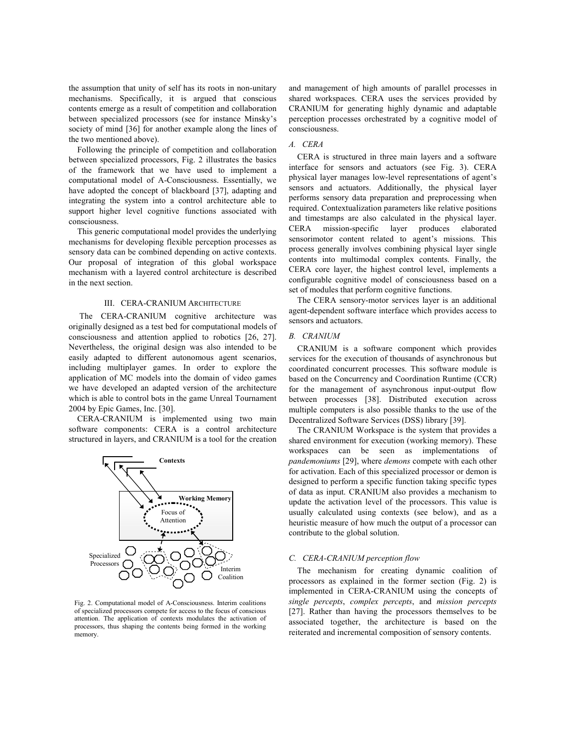the assumption that unity of self has its roots in non-unitary mechanisms. Specifically, it is argued that conscious contents emerge as a result of competition and collaboration between specialized processors (see for instance Minsky's society of mind [36] for another example along the lines of the two mentioned above).

Following the principle of competition and collaboration between specialized processors, Fig. 2 illustrates the basics of the framework that we have used to implement a computational model of A-Consciousness. Essentially, we have adopted the concept of blackboard [37], adapting and integrating the system into a control architecture able to support higher level cognitive functions associated with consciousness.

This generic computational model provides the underlying mechanisms for developing flexible perception processes as sensory data can be combined depending on active contexts. Our proposal of integration of this global workspace mechanism with a layered control architecture is described in the next section.

## III. CERA-CRANIUM Architecture

The CERA-CRANIUM cognitive architecture was originally designed as a test bed for computational models of consciousness and attention applied to robotics [26, 27]. Nevertheless, the original design was also intended to be easily adapted to different autonomous agent scenarios, including multiplayer games. In order to explore the application of MC models into the domain of video games we have developed an adapted version of the architecture which is able to control bots in the game Unreal Tournament 2004 by Epic Games, Inc. [30].

CERA-CRANIUM is implemented using two main software components: CERA is a control architecture structured in layers, and CRANIUM is a tool for the creation and management of high amounts of parallel processes in shared workspaces. CERA uses the services provided by CRANIUM for generating highly dynamic and adaptable perception processes orchestrated by a cognitive model of consciousness.

Fig. 2. Computational model of A-Consciousness. Interim coalitions of specialized processors compete for access to the focus of conscious attention. The application of contexts modulates the activation of processors, thus shaping the contents being formed in the working memory.

### A. CERA

CERA is structured in three main layers and a software interface for sensors and actuators (see Fig. 3). CERA physical layer manages low-level representations of agent's sensors and actuators. Additionally, the physical layer performs sensory data preparation and preprocessing when required. Contextualization parameters like relative positions and timestamps are also calculated in the physical layer. CERA mission-specific layer produces elaborated sensorimotor content related to agent's missions. This process generally involves combining physical layer single contents into multimodal complex contents. Finally, the CERA core layer, the highest control level, implements a configurable cognitive model of consciousness based on a set of modules that perform cognitive functions.

The CERA sensory-motor services layer is an additional agent-dependent software interface which provides access to sensors and actuators.

### B. CRANIUM

CRANIUM is a software component which provides services for the execution of thousands of asynchronous but coordinated concurrent processes. This software module is based on the Concurrency and Coordination Runtime (CCR) for the management of asynchronous input-output flow between processes [38]. Distributed execution across multiple computers is also possible thanks to the use of the Decentralized Software Services (DSS) library [39].

The CRANIUM Workspace is the system that provides a shared environment for execution (working memory). These workspaces can be seen as implementations of *pandemoniums* [29], where *demons* compete with each other for activation. Each of this specialized processor or demon is designed to perform a specific function taking specific types of data as input. CRANIUM also provides a mechanism to update the activation level of the processors. This value is usually calculated using contexts (see below), and as a heuristic measure of how much the output of a processor can contribute to the global solution.

### C. CERA-CRANIUM perception flow

The mechanism for creating dynamic coalition of processors as explained in the former section (Fig. 2) is implemented in CERA-CRANIUM using the concepts of *single percepts*, *complex percepts*, and *mission percepts* [27]. Rather than having the processors themselves to be associated together, the architecture is based on the reiterated and incremental composition of sensory contents.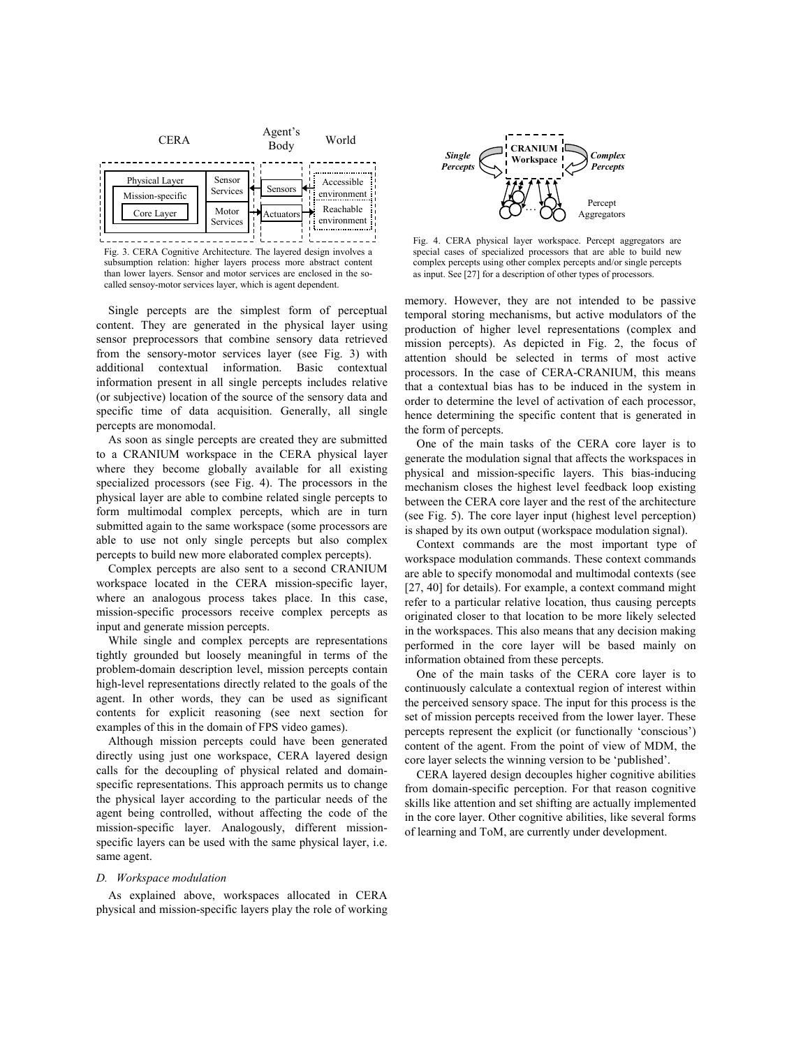CERA

Agent's Body

World

Physical Layer

Mission-specific

Core Layer

Sensor Services

Motor Services

Sensors

Actuators

Accessible environment

Reachable environment

Fig. 3. CERA Cognitive Architecture. The layered design involves a subsumption relation: higher layers process more abstract content than lower layers. Sensor and motor services are enclosed in the so-called sensoy-motor services layer, which is agent dependent.

Single percepts are the simplest form of perceptual content. They are generated in the physical layer using sensor preprocessors that combine sensory data retrieved from the sensory-motor services layer (see Fig. 3) with additional contextual information. Basic contextual information present in all single percepts includes relative (or subjective) location of the source of the sensory data and specific time of data acquisition. Generally, all single percepts are monomodal.

As soon as single percepts are created they are submitted to a CRANIUM workspace in the CERA physical layer where they become globally available for all existing specialized processors (see Fig. 4). The processors in the physical layer are able to combine related single percepts to form multimodal complex percepts, which are in turn submitted again to the same workspace (some processors are able to use not only single percepts but also complex percepts to build new more elaborated complex percepts).

Complex percepts are also sent to a second CRANIUM workspace located in the CERA mission-specific layer, where an analogous process takes place. In this case, mission-specific processors receive complex percepts as input and generate mission percepts.

While single and complex percepts are representations tightly grounded but loosely meaningful in terms of the problem-domain description level, mission percepts contain high-level representations directly related to the goals of the agent. In other words, they can be used as significant contents for explicit reasoning (see next section for examples of this in the domain of FPS video games).

Although mission percepts could have been generated directly using just one workspace, CERA layered design calls for the decoupling of physical related and domain-specific representations. This approach permits us to change the physical layer according to the particular needs of the agent being controlled, without affecting the code of the mission-specific layer. Analogously, different mission-specific layers can be used with the same physical layer, i.e. same agent.

### *D. Workspace modulation*

As explained above, workspaces allocated in CERA physical and mission-specific layers play the role of working memory. However, they are not intended to be passive temporal storing mechanisms, but active modulators of the production of higher level representations (complex and mission percepts). As depicted in Fig. 2, the focus of attention should be selected in terms of most active processors. In the case of CERA-CRANIUM, this means that a contextual bias has to be induced in the system in order to determine the level of activation of each processor, hence determining the specific content that is generated in the form of percepts.

**CRANIUM Workspace**

***Single Percepts***

***Complex Percepts***

Percept Aggregators

Fig. 4. CERA physical layer workspace. Percept aggregators are special cases of specialized processors that are able to build new complex percepts using other complex percepts and/or single percepts as input. See [27] for a description of other types of processors.

One of the main tasks of the CERA core layer is to generate the modulation signal that affects the workspaces in physical and mission-specific layers. This bias-inducing mechanism closes the highest level feedback loop existing between the CERA core layer and the rest of the architecture (see Fig. 5). The core layer input (highest level perception) is shaped by its own output (workspace modulation signal).

Context commands are the most important type of workspace modulation commands. These context commands are able to specify monomodal and multimodal contexts (see [27, 40] for details). For example, a context command might refer to a particular relative location, thus causing percepts originated closer to that location to be more likely selected in the workspaces. This also means that any decision making performed in the core layer will be based mainly on information obtained from these percepts.

One of the main tasks of the CERA core layer is to continuously calculate a contextual region of interest within the perceived sensory space. The input for this process is the set of mission percepts received from the lower layer. These percepts represent the explicit (or functionally 'conscious') content of the agent. From the point of view of MDM, the core layer selects the winning version to be 'published'.

CERA layered design decouples higher cognitive abilities from domain-specific perception. For that reason cognitive skills like attention and set shifting are actually implemented in the core layer. Other cognitive abilities, like several forms of learning and ToM, are currently under development.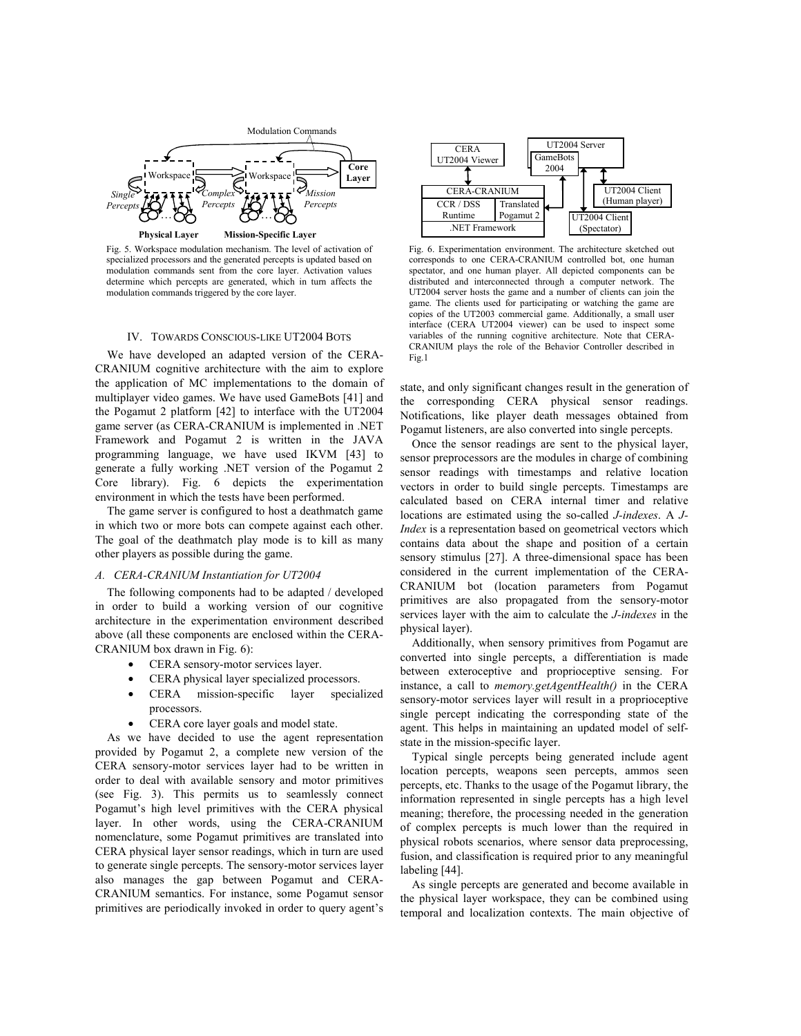Fig. 5. Workspace modulation mechanism. The level of activation of specialized processors and the generated percepts is updated based on modulation commands sent from the core layer. Activation values determine which percepts are generated, which in turn affects the modulation commands triggered by the core layer.

Fig. 6. Experimentation environment. The architecture sketched out corresponds to one CERA-CRANIUM controlled bot, one human spectator, and one human player. All depicted components can be distributed and interconnected through a computer network. The UT2004 server hosts the game and a number of clients can join the game. The clients used for participating or watching the game are copies of the UT2003 commercial game. Additionally, a small user interface (CERA UT2004 viewer) can be used to inspect some variables of the running cognitive architecture. Note that CERA-CRANIUM plays the role of the Behavior Controller described in Fig.1

## IV. Towards Conscious-like UT2004 Bots

We have developed an adapted version of the CERA-CRANIUM cognitive architecture with the aim to explore the application of MC implementations to the domain of multiplayer video games. We have used GameBots [41] and the Pogamut 2 platform [42] to interface with the UT2004 game server (as CERA-CRANIUM is implemented in .NET Framework and Pogamut 2 is written in the JAVA programming language, we have used IKVM [43] to generate a fully working .NET version of the Pogamut 2 Core library). Fig. 6 depicts the experimentation environment in which the tests have been performed.

The game server is configured to host a deathmatch game in which two or more bots can compete against each other. The goal of the deathmatch play mode is to kill as many other players as possible during the game.

### *A. CERA-CRANIUM Instantiation for UT2004*

The following components had to be adapted / developed in order to build a working version of our cognitive architecture in the experimentation environment described above (all these components are enclosed within the CERA-CRANIUM box drawn in Fig. 6):

- CERA sensory-motor services layer.
- CERA physical layer specialized processors.
- CERA mission-specific layer specialized processors.
- CERA core layer goals and model state.

As we have decided to use the agent representation provided by Pogamut 2, a complete new version of the CERA sensory-motor services layer had to be written in order to deal with available sensory and motor primitives (see Fig. 3). This permits us to seamlessly connect Pogamut's high level primitives with the CERA physical layer. In other words, using the CERA-CRANIUM nomenclature, some Pogamut primitives are translated into CERA physical layer sensor readings, which in turn are used to generate single percepts. The sensory-motor services layer also manages the gap between Pogamut and CERA-CRANIUM semantics. For instance, some Pogamut sensor primitives are periodically invoked in order to query agent's state, and only significant changes result in the generation of the corresponding CERA physical sensor readings. Notifications, like player death messages obtained from Pogamut listeners, are also converted into single percepts.

Once the sensor readings are sent to the physical layer, sensor preprocessors are the modules in charge of combining sensor readings with timestamps and relative location vectors in order to build single percepts. Timestamps are calculated based on CERA internal timer and relative locations are estimated using the so-called *J-indexes*. A *J-Index* is a representation based on geometrical vectors which contains data about the shape and position of a certain sensory stimulus [27]. A three-dimensional space has been considered in the current implementation of the CERA-CRANIUM bot (location parameters from Pogamut primitives are also propagated from the sensory-motor services layer with the aim to calculate the *J-indexes* in the physical layer).

Additionally, when sensory primitives from Pogamut are converted into single percepts, a differentiation is made between exteroceptive and proprioceptive sensing. For instance, a call to *memory.getAgentHealth()* in the CERA sensory-motor services layer will result in a proprioceptive single percept indicating the corresponding state of the agent. This helps in maintaining an updated model of self-state in the mission-specific layer.

Typical single percepts being generated include agent location percepts, weapons seen percepts, ammos seen percepts, etc. Thanks to the usage of the Pogamut library, the information represented in single percepts has a high level meaning; therefore, the processing needed in the generation of complex percepts is much lower than the required in physical robots scenarios, where sensor data preprocessing, fusion, and classification is required prior to any meaningful labeling [44].

As single percepts are generated and become available in the physical layer workspace, they can be combined using temporal and localization contexts. The main objective of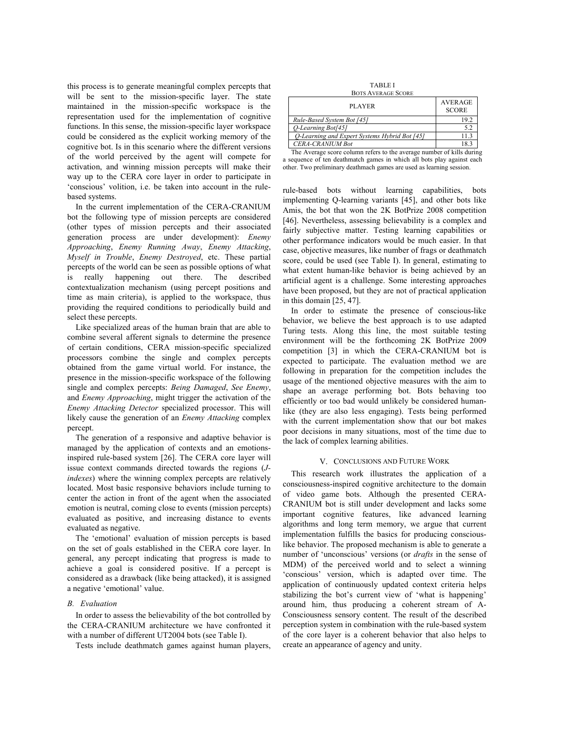this process is to generate meaningful complex percepts that will be sent to the mission-specific layer. The state maintained in the mission-specific workspace is the representation used for the implementation of cognitive functions. In this sense, the mission-specific layer workspace could be considered as the explicit working memory of the cognitive bot. Is in this scenario where the different versions of the world perceived by the agent will compete for activation, and winning mission percepts will make their way up to the CERA core layer in order to participate in 'conscious' volition, i.e. be taken into account in the rule-based systems.

In the current implementation of the CERA-CRANIUM bot the following type of mission percepts are considered (other types of mission percepts and their associated generation process are under development): *Enemy Approaching*, *Enemy Running Away*, *Enemy Attacking*, *Myself in Trouble*, *Enemy Destroyed*, etc. These partial percepts of the world can be seen as possible options of what is really happening out there. The described contextualization mechanism (using percept positions and time as main criteria), is applied to the workspace, thus providing the required conditions to periodically build and select these percepts.

Like specialized areas of the human brain that are able to combine several afferent signals to determine the presence of certain conditions, CERA mission-specific specialized processors combine the single and complex percepts obtained from the game virtual world. For instance, the presence in the mission-specific workspace of the following single and complex percepts: *Being Damaged*, *See Enemy*, and *Enemy Approaching*, might trigger the activation of the *Enemy Attacking Detector* specialized processor. This will likely cause the generation of an *Enemy Attacking* complex percept.

The generation of a responsive and adaptive behavior is managed by the application of contexts and an emotions-inspired rule-based system [26]. The CERA core layer will issue context commands directed towards the regions (*J-indexes*) where the winning complex percepts are relatively located. Most basic responsive behaviors include turning to center the action in front of the agent when the associated emotion is neutral, coming close to events (mission percepts) evaluated as positive, and increasing distance to events evaluated as negative.

The 'emotional' evaluation of mission percepts is based on the set of goals established in the CERA core layer. In general, any percept indicating that progress is made to achieve a goal is considered positive. If a percept is considered as a drawback (like being attacked), it is assigned a negative 'emotional' value.

### *B. Evaluation*

In order to assess the believability of the bot controlled by the CERA-CRANIUM architecture we have confronted it with a number of different UT2004 bots (see Table I).

Tests include deathmatch games against human players, rule-based bots without learning capabilities, bots implementing Q-learning variants [45], and other bots like Amis, the bot that won the 2K BotPrize 2008 competition [46]. Nevertheless, assessing believability is a complex and fairly subjective matter. Testing learning capabilities or other performance indicators would be much easier. In that case, objective measures, like number of frags or deathmatch score, could be used (see Table I). In general, estimating to what extent human-like behavior is being achieved by an artificial agent is a challenge. Some interesting approaches have been proposed, but they are not of practical application in this domain [25, 47].

TABLE I
BOTS AVERAGE SCORE

| PLAYER | AVERAGE SCORE |
|---|---|
| *Rule-Based System Bot [45]* | 19.2 |
| *Q-Learning Bot[45]* | 5.2 |
| *Q-Learning and Expert Systems Hybrid Bot [45]* | 11.3 |
| *CERA-CRANIUM Bot* | 18.3 |

The Average score column refers to the average number of kills during a sequence of ten deathmatch games in which all bots play against each other. Two preliminary deathmach games are used as learning session.

In order to estimate the presence of conscious-like behavior, we believe the best approach is to use adapted Turing tests. Along this line, the most suitable testing environment will be the forthcoming 2K BotPrize 2009 competition [3] in which the CERA-CRANIUM bot is expected to participate. The evaluation method we are following in preparation for the competition includes the usage of the mentioned objective measures with the aim to shape an average performing bot. Bots behaving too efficiently or too bad would unlikely be considered human-like (they are also less engaging). Tests being performed with the current implementation show that our bot makes poor decisions in many situations, most of the time due to the lack of complex learning abilities.

## V. CONCLUSIONS AND FUTURE WORK

This research work illustrates the application of a consciousness-inspired cognitive architecture to the domain of video game bots. Although the presented CERA-CRANIUM bot is still under development and lacks some important cognitive features, like advanced learning algorithms and long term memory, we argue that current implementation fulfills the basics for producing conscious-like behavior. The proposed mechanism is able to generate a number of 'unconscious' versions (or *drafts* in the sense of MDM) of the perceived world and to select a winning 'conscious' version, which is adapted over time. The application of continuously updated context criteria helps stabilizing the bot's current view of 'what is happening' around him, thus producing a coherent stream of A-Consciousness sensory content. The result of the described perception system in combination with the rule-based system of the core layer is a coherent behavior that also helps to create an appearance of agency and unity.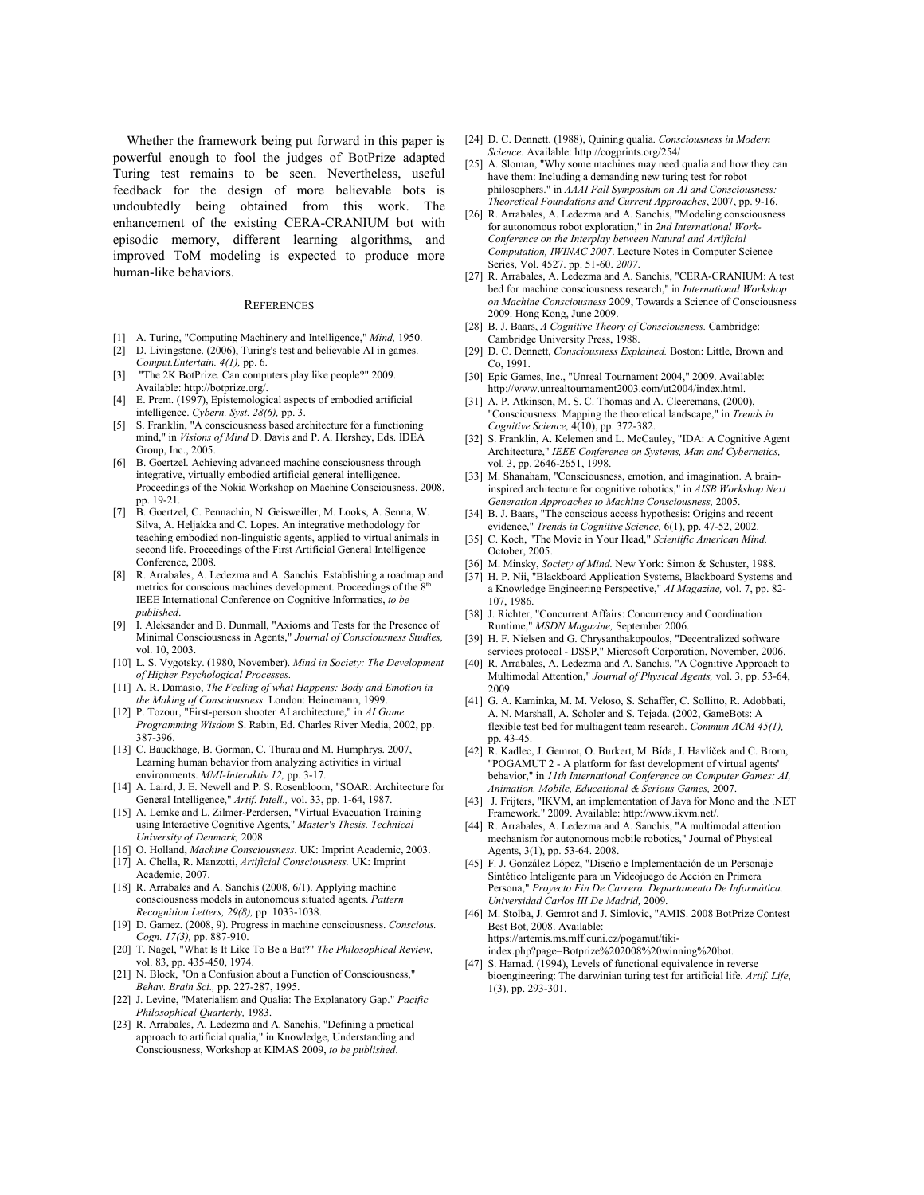Whether the framework being put forward in this paper is powerful enough to fool the judges of BotPrize adapted Turing test remains to be seen. Nevertheless, useful feedback for the design of more believable bots is undoubtedly being obtained from this work. The enhancement of the existing CERA-CRANIUM bot with episodic memory, different learning algorithms, and improved ToM modeling is expected to produce more human-like behaviors.

## References

[1] A. Turing, "Computing Machinery and Intelligence," *Mind,* 1950.

[2] D. Livingstone. (2006), Turing's test and believable AI in games. *Comput.Entertain. 4(1),* pp. 6.

[3] "The 2K BotPrize. Can computers play like people?" 2009. Available: http://botprize.org/.

[4] E. Prem. (1997), Epistemological aspects of embodied artificial intelligence. *Cybern. Syst. 28(6),* pp. 3.

[5] S. Franklin, "A consciousness based architecture for a functioning mind," in *Visions of Mind* D. Davis and P. A. Hershey, Eds. IDEA Group, Inc., 2005.

[6] B. Goertzel. Achieving advanced machine consciousness through integrative, virtually embodied artificial general intelligence. Proceedings of the Nokia Workshop on Machine Consciousness. 2008, pp. 19-21.

[7] B. Goertzel, C. Pennachin, N. Geisweiller, M. Looks, A. Senna, W. Silva, A. Heljakka and C. Lopes. An integrative methodology for teaching embodied non-linguistic agents, applied to virtual animals in second life. Proceedings of the First Artificial General Intelligence Conference, 2008.

[8] R. Arrabales, A. Ledezma and A. Sanchis. Establishing a roadmap and metrics for conscious machines development. Proceedings of the 8th IEEE International Conference on Cognitive Informatics, *to be published*.

[9] I. Aleksander and B. Dunmall, "Axioms and Tests for the Presence of Minimal Consciousness in Agents," *Journal of Consciousness Studies,* vol. 10, 2003.

[10] L. S. Vygotsky. (1980, November). *Mind in Society: The Development of Higher Psychological Processes.*

[11] A. R. Damasio, *The Feeling of what Happens: Body and Emotion in the Making of Consciousness.* London: Heinemann, 1999.

[12] P. Tozour, "First-person shooter AI architecture," in *AI Game Programming Wisdom* S. Rabin, Ed. Charles River Media, 2002, pp. 387-396.

[13] C. Bauckhage, B. Gorman, C. Thurau and M. Humphrys. 2007, Learning human behavior from analyzing activities in virtual environments. *MMI-Interaktiv 12,* pp. 3-17.

[14] A. Laird, J. E. Newell and P. S. Rosenbloom, "SOAR: Architecture for General Intelligence," *Artif. Intell.,* vol. 33, pp. 1-64, 1987.

[15] A. Lemke and L. Zilmer-Perdersen, "Virtual Evacuation Training using Interactive Cognitive Agents," *Master's Thesis. Technical University of Denmark,* 2008.

[16] O. Holland, *Machine Consciousness.* UK: Imprint Academic, 2003.

[17] A. Chella, R. Manzotti, *Artificial Consciousness.* UK: Imprint Academic, 2007.

[18] R. Arrabales and A. Sanchis (2008, 6/1). Applying machine consciousness models in autonomous situated agents. *Pattern Recognition Letters, 29(8),* pp. 1033-1038.

[19] D. Gamez. (2008, 9). Progress in machine consciousness. *Conscious. Cogn. 17(3),* pp. 887-910.

[20] T. Nagel, "What Is It Like To Be a Bat?" *The Philosophical Review,* vol. 83, pp. 435-450, 1974.

[21] N. Block, "On a Confusion about a Function of Consciousness," *Behav. Brain Sci.,* pp. 227-287, 1995.

[22] J. Levine, "Materialism and Qualia: The Explanatory Gap." *Pacific Philosophical Quarterly,* 1983.

[23] R. Arrabales, A. Ledezma and A. Sanchis, "Defining a practical approach to artificial qualia," in Knowledge, Understanding and Consciousness, Workshop at KIMAS 2009, *to be published*.

[24] D. C. Dennett. (1988), Quining qualia. *Consciousness in Modern Science.* Available: http://cogprints.org/254/

[25] A. Sloman, "Why some machines may need qualia and how they can have them: Including a demanding new turing test for robot philosophers." in *AAAI Fall Symposium on AI and Consciousness: Theoretical Foundations and Current Approaches*, 2007, pp. 9-16.

[26] R. Arrabales, A. Ledezma and A. Sanchis, "Modeling consciousness for autonomous robot exploration," in *2nd International Work-Conference on the Interplay between Natural and Artificial Computation, IWINAC 2007*. Lecture Notes in Computer Science Series, Vol. 4527. pp. 51-60. *2007*.

[27] R. Arrabales, A. Ledezma and A. Sanchis, "CERA-CRANIUM: A test bed for machine consciousness research," in *International Workshop on Machine Consciousness* 2009, Towards a Science of Consciousness 2009. Hong Kong, June 2009.

[28] B. J. Baars, *A Cognitive Theory of Consciousness.* Cambridge: Cambridge University Press, 1988.

[29] D. C. Dennett, *Consciousness Explained.* Boston: Little, Brown and Co, 1991.

[30] Epic Games, Inc., "Unreal Tournament 2004," 2009. Available: http://www.unrealtournament2003.com/ut2004/index.html.

[31] A. P. Atkinson, M. S. C. Thomas and A. Cleeremans, (2000), "Consciousness: Mapping the theoretical landscape," in *Trends in Cognitive Science,* 4(10), pp. 372-382.

[32] S. Franklin, A. Kelemen and L. McCauley, "IDA: A Cognitive Agent Architecture," *IEEE Conference on Systems, Man and Cybernetics,* vol. 3, pp. 2646-2651, 1998.

[33] M. Shanaham, "Consciousness, emotion, and imagination. A brain-inspired architecture for cognitive robotics," in *AISB Workshop Next Generation Approaches to Machine Consciousness,* 2005.

[34] B. J. Baars, "The conscious access hypothesis: Origins and recent evidence," *Trends in Cognitive Science,* 6(1), pp. 47-52, 2002.

[35] C. Koch, "The Movie in Your Head," *Scientific American Mind,* October, 2005.

[36] M. Minsky, *Society of Mind.* New York: Simon & Schuster, 1988.

[37] H. P. Nii, "Blackboard Application Systems, Blackboard Systems and a Knowledge Engineering Perspective," *AI Magazine,* vol. 7, pp. 82-107, 1986.

[38] J. Richter, "Concurrent Affairs: Concurrency and Coordination Runtime," *MSDN Magazine,* September 2006.

[39] H. F. Nielsen and G. Chrysanthakopoulos, "Decentralized software services protocol - DSSP," Microsoft Corporation, November, 2006.

[40] R. Arrabales, A. Ledezma and A. Sanchis, "A Cognitive Approach to Multimodal Attention," *Journal of Physical Agents,* vol. 3, pp. 53-64, 2009.

[41] G. A. Kaminka, M. M. Veloso, S. Schaffer, C. Sollitto, R. Adobbati, A. N. Marshall, A. Scholer and S. Tejada. (2002, GameBots: A flexible test bed for multiagent team research. *Commun ACM 45(1),* pp. 43-45.

[42] R. Kadlec, J. Gemrot, O. Burkert, M. Bída, J. Havlíček and C. Brom, "POGAMUT 2 - A platform for fast development of virtual agents' behavior," in *11th International Conference on Computer Games: AI, Animation, Mobile, Educational & Serious Games,* 2007.

[43] J. Frijters, "IKVM, an implementation of Java for Mono and the .NET Framework." 2009. Available: http://www.ikvm.net/.

[44] R. Arrabales, A. Ledezma and A. Sanchis, "A multimodal attention mechanism for autonomous mobile robotics," Journal of Physical Agents, 3(1), pp. 53-64. 2008.

[45] F. J. González López, "Diseño e Implementación de un Personaje Sintético Inteligente para un Videojuego de Acción en Primera Persona," *Proyecto Fin De Carrera. Departamento De Informática. Universidad Carlos III De Madrid,* 2009.

[46] M. Stolba, J. Gemrot and J. Simlovic, "AMIS. 2008 BotPrize Contest Best Bot, 2008. Available: https://artemis.ms.mff.cuni.cz/pogamut/tiki-index.php?page=Botprize%202008%20winning%20bot.

[47] S. Harnad. (1994), Levels of functional equivalence in reverse bioengineering: The darwinian turing test for artificial life. *Artif. Life*, 1(3), pp. 293-301.